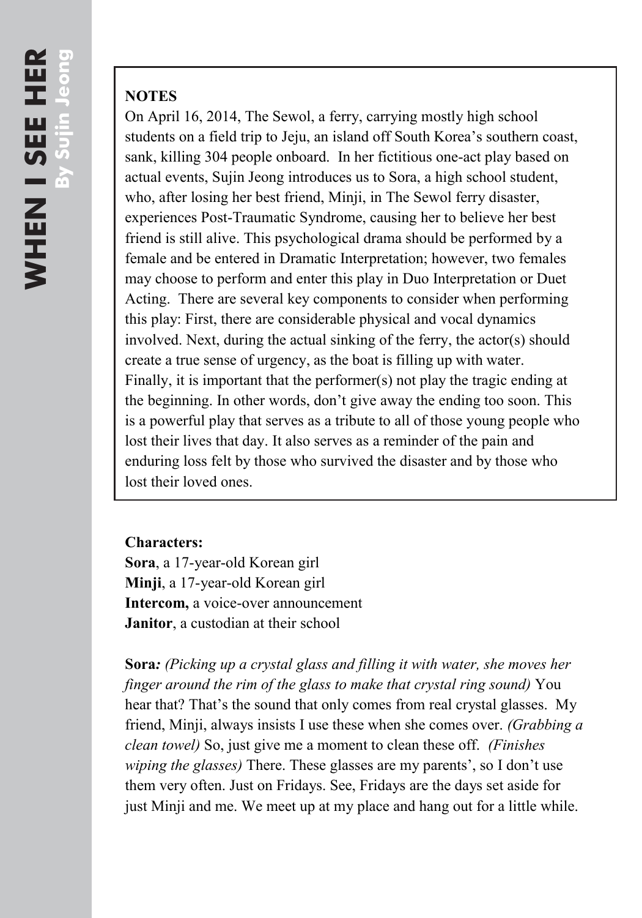# WHEN I SEE HER

**By Sujin Jeong**

**NOTES**

On April 16, 2014, The Sewol, a ferry, carrying mostly high school students on a field trip to Jeju, an island off South Korea's southern coast, sank, killing 304 people onboard. In her fictitious one-act play based on actual events, Sujin Jeong introduces us to Sora, a high school student, who, after losing her best friend, Minji, in The Sewol ferry disaster, experiences Post-Traumatic Syndrome, causing her to believe her best friend is still alive. This psychological drama should be performed by a female and be entered in Dramatic Interpretation; however, two females may choose to perform and enter this play in Duo Interpretation or Duet Acting. There are several key components to consider when performing this play: First, there are considerable physical and vocal dynamics involved. Next, during the actual sinking of the ferry, the actor(s) should create a true sense of urgency, as the boat is filling up with water. Finally, it is important that the performer(s) not play the tragic ending at the beginning. In other words, don't give away the ending too soon. This is a powerful play that serves as a tribute to all of those young people who lost their lives that day. It also serves as a reminder of the pain and enduring loss felt by those who survived the disaster and by those who lost their loved ones.

**Characters:**
**Sora**, a 17-year-old Korean girl
**Minji**, a 17-year-old Korean girl
**Intercom,** a voice-over announcement
**Janitor**, a custodian at their school

**Sora***: (Picking up a crystal glass and filling it with water, she moves her finger around the rim of the glass to make that crystal ring sound)* You hear that? That's the sound that only comes from real crystal glasses. My friend, Minji, always insists I use these when she comes over. *(Grabbing a clean towel)* So, just give me a moment to clean these off. *(Finishes wiping the glasses)* There. These glasses are my parents', so I don't use them very often. Just on Fridays. See, Fridays are the days set aside for just Minji and me. We meet up at my place and hang out for a little while.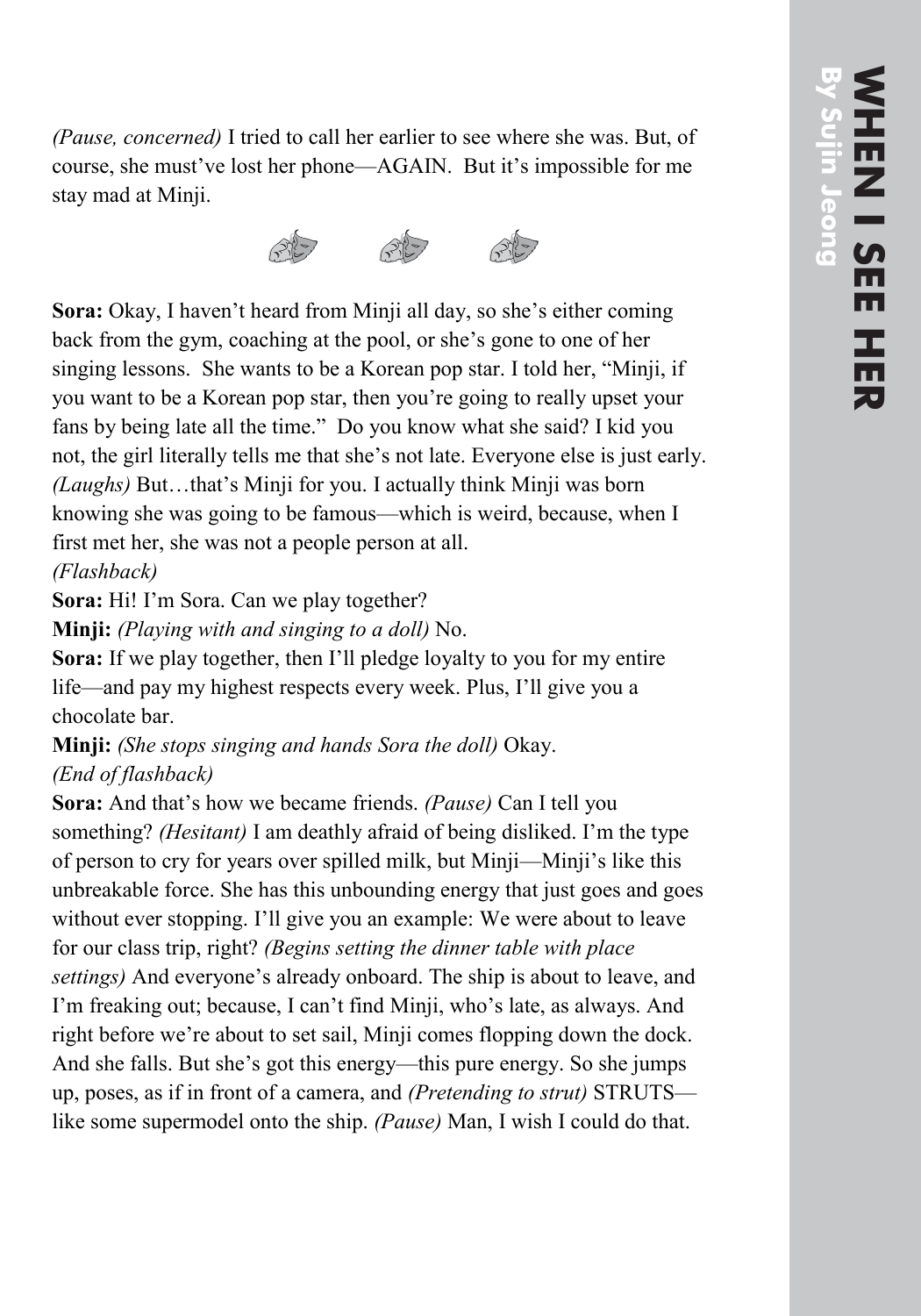*(Pause, concerned)* I tried to call her earlier to see where she was. But, of course, she must've lost her phone—AGAIN. But it's impossible for me stay mad at Minji.

**Sora:** Okay, I haven't heard from Minji all day, so she's either coming back from the gym, coaching at the pool, or she's gone to one of her singing lessons. She wants to be a Korean pop star. I told her, "Minji, if you want to be a Korean pop star, then you're going to really upset your fans by being late all the time." Do you know what she said? I kid you not, the girl literally tells me that she's not late. Everyone else is just early. *(Laughs)* But…that's Minji for you. I actually think Minji was born knowing she was going to be famous—which is weird, because, when I first met her, she was not a people person at all.

*(Flashback)*

**Sora:** Hi! I'm Sora. Can we play together?

**Minji:** *(Playing with and singing to a doll)* No.

**Sora:** If we play together, then I'll pledge loyalty to you for my entire life—and pay my highest respects every week. Plus, I'll give you a chocolate bar.

**Minji:** *(She stops singing and hands Sora the doll)* Okay.

*(End of flashback)*

**Sora:** And that's how we became friends. *(Pause)* Can I tell you something? *(Hesitant)* I am deathly afraid of being disliked. I'm the type of person to cry for years over spilled milk, but Minji—Minji's like this unbreakable force. She has this unbounding energy that just goes and goes without ever stopping. I'll give you an example: We were about to leave for our class trip, right? *(Begins setting the dinner table with place settings)* And everyone's already onboard. The ship is about to leave, and I'm freaking out; because, I can't find Minji, who's late, as always. And right before we're about to set sail, Minji comes flopping down the dock. And she falls. But she's got this energy—this pure energy. So she jumps up, poses, as if in front of a camera, and *(Pretending to strut)* STRUTS—like some supermodel onto the ship. *(Pause)* Man, I wish I could do that.